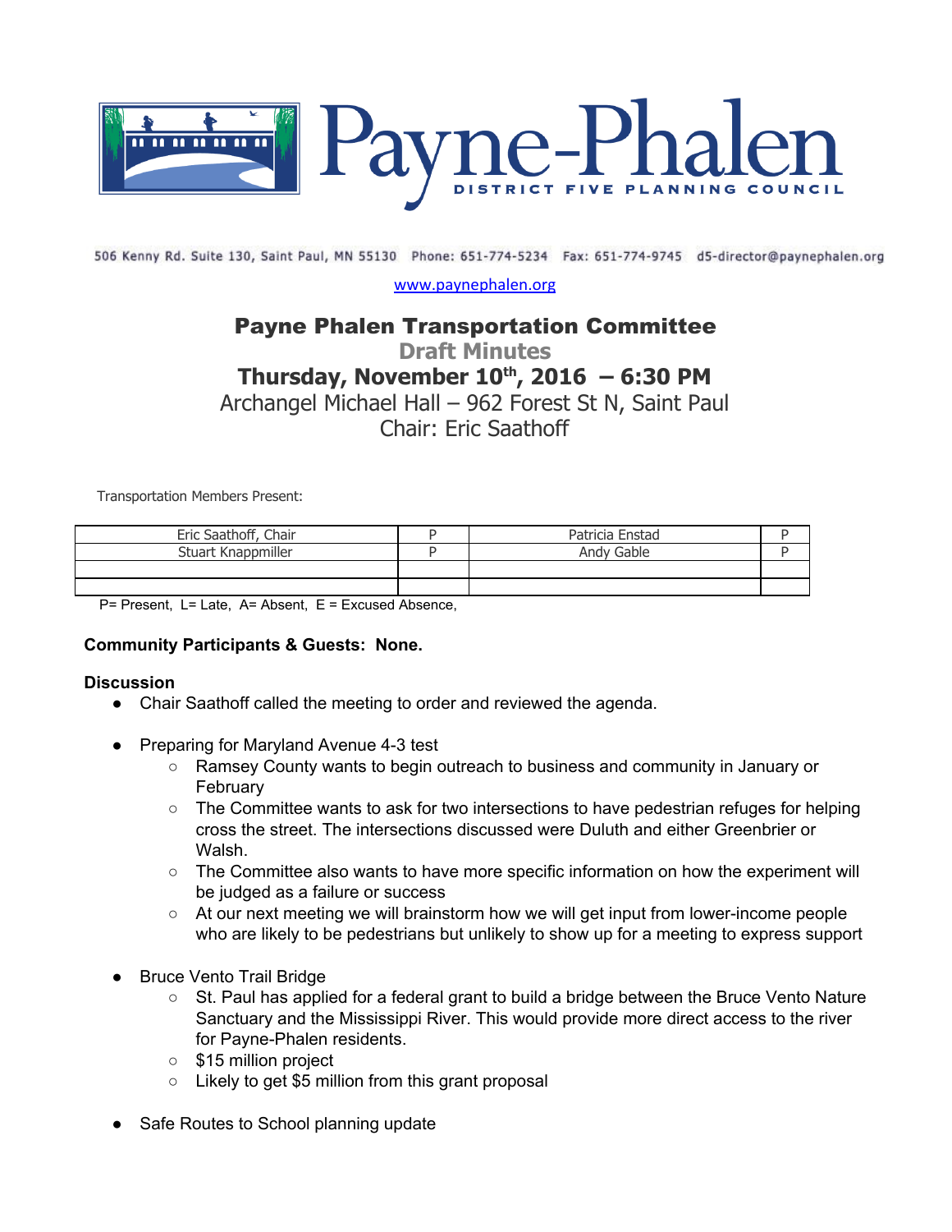# Payne-Phalen

DISTRICT FIVE PLANNING COUNCIL

506 Kenny Rd. Suite 130, Saint Paul, MN 55130 Phone: 651-774-5234 Fax: 651-774-9745 d5-director@paynephalen.org

www.paynephalen.org

## Payne Phalen Transportation Committee

**Draft Minutes**

**Thursday, November 10th, 2016 – 6:30 PM**

Archangel Michael Hall – 962 Forest St N, Saint Paul

Chair: Eric Saathoff

Transportation Members Present:

| | | | |
|---|---|---|---|
| Eric Saathoff, Chair | P | Patricia Enstad | P |
| Stuart Knappmiller | P | Andy Gable | P |
| | | | |
| | | | |

P= Present, L= Late, A= Absent, E = Excused Absence,

**Community Participants & Guests: None.**

**Discussion**

- Chair Saathoff called the meeting to order and reviewed the agenda.

- Preparing for Maryland Avenue 4-3 test
  - Ramsey County wants to begin outreach to business and community in January or February
  - The Committee wants to ask for two intersections to have pedestrian refuges for helping cross the street. The intersections discussed were Duluth and either Greenbrier or Walsh.
  - The Committee also wants to have more specific information on how the experiment will be judged as a failure or success
  - At our next meeting we will brainstorm how we will get input from lower-income people who are likely to be pedestrians but unlikely to show up for a meeting to express support

- Bruce Vento Trail Bridge
  - St. Paul has applied for a federal grant to build a bridge between the Bruce Vento Nature Sanctuary and the Mississippi River. This would provide more direct access to the river for Payne-Phalen residents.
  - $15 million project
  - Likely to get $5 million from this grant proposal

- Safe Routes to School planning update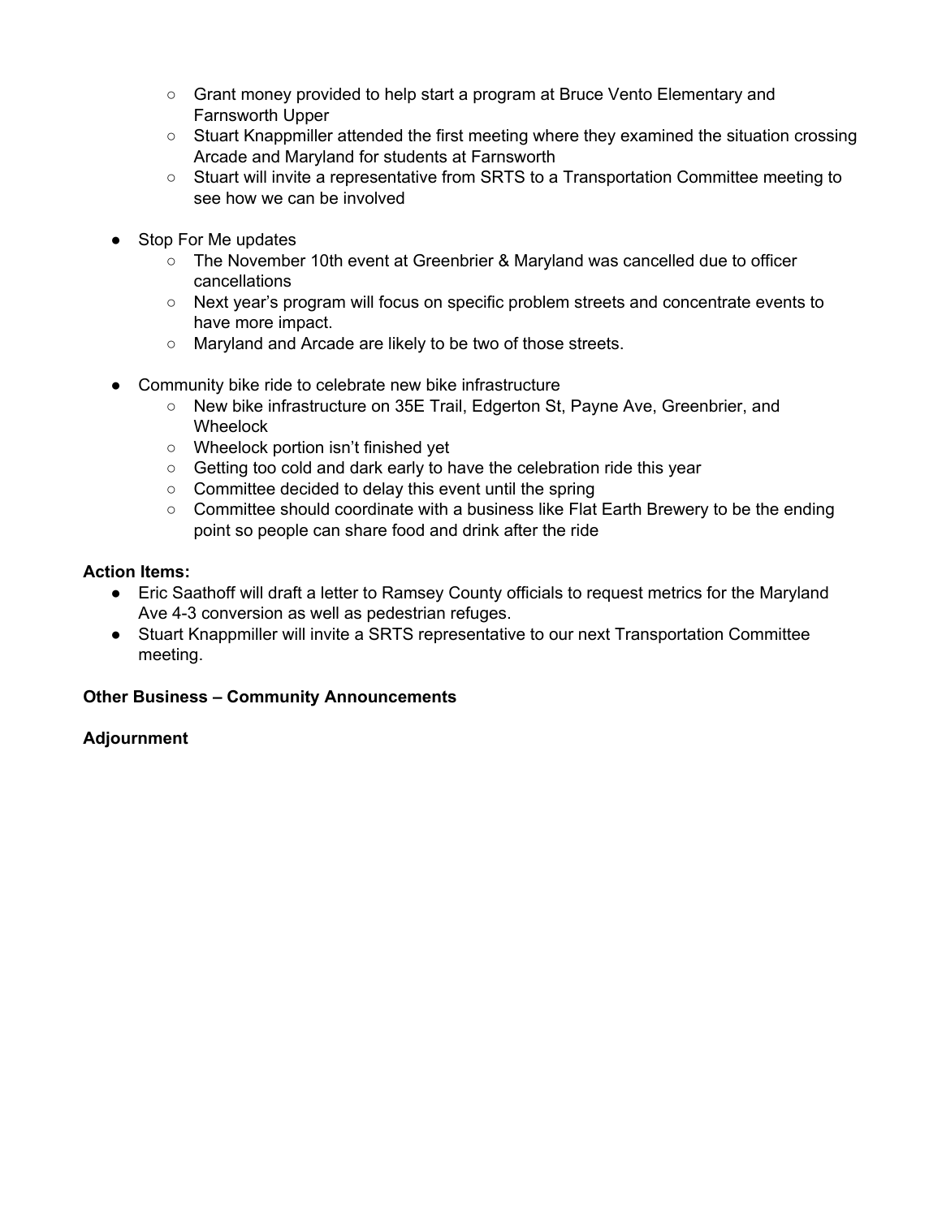- Grant money provided to help start a program at Bruce Vento Elementary and Farnsworth Upper
    - Stuart Knappmiller attended the first meeting where they examined the situation crossing Arcade and Maryland for students at Farnsworth
    - Stuart will invite a representative from SRTS to a Transportation Committee meeting to see how we can be involved

- Stop For Me updates
    - The November 10th event at Greenbrier & Maryland was cancelled due to officer cancellations
    - Next year's program will focus on specific problem streets and concentrate events to have more impact.
    - Maryland and Arcade are likely to be two of those streets.

- Community bike ride to celebrate new bike infrastructure
    - New bike infrastructure on 35E Trail, Edgerton St, Payne Ave, Greenbrier, and Wheelock
    - Wheelock portion isn't finished yet
    - Getting too cold and dark early to have the celebration ride this year
    - Committee decided to delay this event until the spring
    - Committee should coordinate with a business like Flat Earth Brewery to be the ending point so people can share food and drink after the ride

**Action Items:**

- Eric Saathoff will draft a letter to Ramsey County officials to request metrics for the Maryland Ave 4-3 conversion as well as pedestrian refuges.
- Stuart Knappmiller will invite a SRTS representative to our next Transportation Committee meeting.

**Other Business – Community Announcements**

**Adjournment**